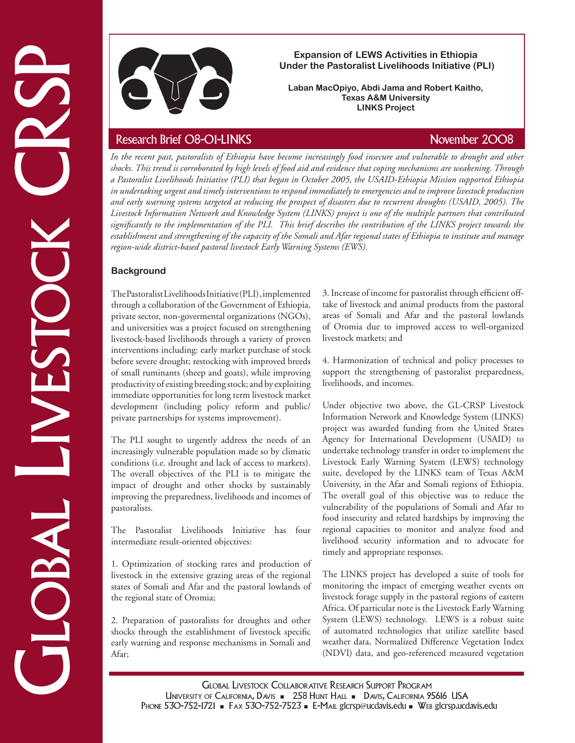# Expansion of LEWS Activities in Ethiopia Under the Pastoralist Livelihoods Initiative (PLI)

**Laban MacOpiyo, Abdi Jama and Robert Kaitho, Texas A&M University LINKS Project**

Research Brief 08-01-LINKS — November 2008

*In the recent past, pastoralists of Ethiopia have become increasingly food insecure and vulnerable to drought and other shocks. This trend is corroborated by high levels of food aid and evidence that coping mechanisms are weakening. Through a Pastoralist Livelihoods Initiative (PLI) that began in October 2005, the USAID-Ethiopia Mission supported Ethiopia in undertaking urgent and timely interventions to respond immediately to emergencies and to improve livestock production and early warning systems targeted at reducing the prospect of disasters due to recurrent droughts (USAID, 2005). The Livestock Information Network and Knowledge System (LINKS) project is one of the multiple partners that contributed significantly to the implementation of the PLI. This brief describes the contribution of the LINKS project towards the establishment and strengthening of the capacity of the Somali and Afar regional states of Ethiopia to institute and manage region-wide district-based pastoral livestock Early Warning Systems (EWS).*

## Background

The Pastoralist Livelihoods Initiative (PLI), implemented through a collaboration of the Government of Ethiopia, private sector, non-govermental organizations (NGOs), and universities was a project focused on strengthening livestock-based livelihoods through a variety of proven interventions including: early market purchase of stock before severe drought; restocking with improved breeds of small ruminants (sheep and goats), while improving productivity of existing breeding stock; and by exploiting immediate opportunities for long term livestock market development (including policy reform and public/private partnerships for systems improvement).

The PLI sought to urgently address the needs of an increasingly vulnerable population made so by climatic conditions (i.e. drought and lack of access to markets). The overall objectives of the PLI is to mitigate the impact of drought and other shocks by sustainably improving the preparedness, livelihoods and incomes of pastoralists.

The Pastoralist Livelihoods Initiative has four intermediate result-oriented objectives:

1. Optimization of stocking rates and production of livestock in the extensive grazing areas of the regional states of Somali and Afar and the pastoral lowlands of the regional state of Oromia;

2. Preparation of pastoralists for droughts and other shocks through the establishment of livestock specific early warning and response mechanisms in Somali and Afar;

3. Increase of income for pastoralist through efficient off-take of livestock and animal products from the pastoral areas of Somali and Afar and the pastoral lowlands of Oromia due to improved access to well-organized livestock markets; and

4. Harmonization of technical and policy processes to support the strengthening of pastoralist preparedness, livelihoods, and incomes.

Under objective two above, the GL-CRSP Livestock Information Network and Knowledge System (LINKS) project was awarded funding from the United States Agency for International Development (USAID) to undertake technology transfer in order to implement the Livestock Early Warning System (LEWS) technology suite, developed by the LINKS team of Texas A&M University, in the Afar and Somali regions of Ethiopia. The overall goal of this objective was to reduce the vulnerability of the populations of Somali and Afar to food insecurity and related hardships by improving the regional capacities to monitor and analyze food and livelihood security information and to advocate for timely and appropriate responses.

The LINKS project has developed a suite of tools for monitoring the impact of emerging weather events on livestock forage supply in the pastoral regions of eastern Africa. Of particular note is the Livestock Early Warning System (LEWS) technology. LEWS is a robust suite of automated technologies that utilize satellite based weather data, Normalized Difference Vegetation Index (NDVI) data, and geo-referenced measured vegetation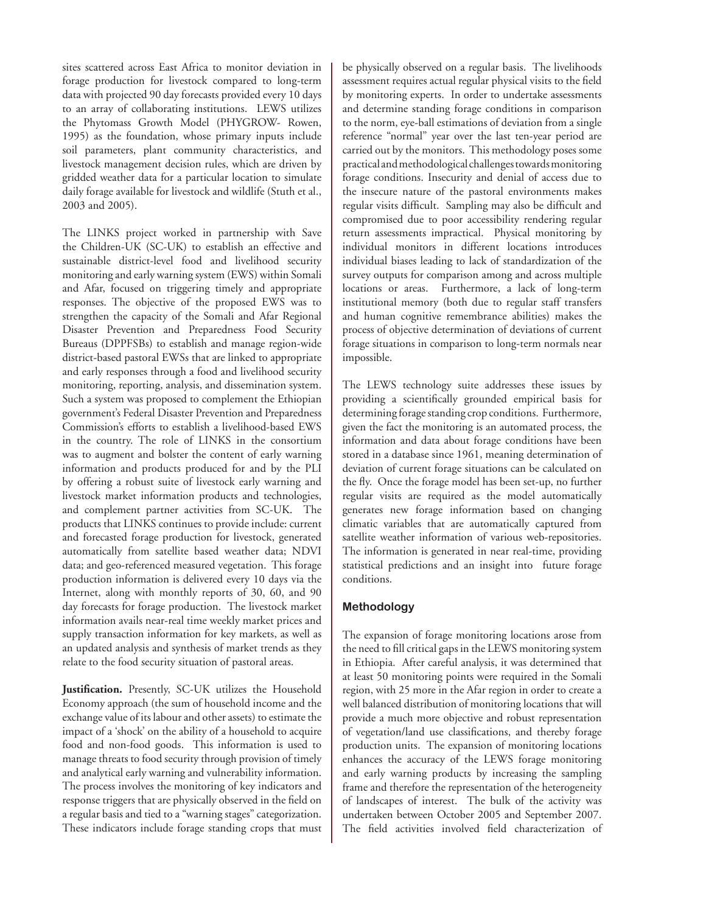sites scattered across East Africa to monitor deviation in forage production for livestock compared to long-term data with projected 90 day forecasts provided every 10 days to an array of collaborating institutions. LEWS utilizes the Phytomass Growth Model (PHYGROW- Rowen, 1995) as the foundation, whose primary inputs include soil parameters, plant community characteristics, and livestock management decision rules, which are driven by gridded weather data for a particular location to simulate daily forage available for livestock and wildlife (Stuth et al., 2003 and 2005).

The LINKS project worked in partnership with Save the Children-UK (SC-UK) to establish an effective and sustainable district-level food and livelihood security monitoring and early warning system (EWS) within Somali and Afar, focused on triggering timely and appropriate responses. The objective of the proposed EWS was to strengthen the capacity of the Somali and Afar Regional Disaster Prevention and Preparedness Food Security Bureaus (DPPFSBs) to establish and manage region-wide district-based pastoral EWSs that are linked to appropriate and early responses through a food and livelihood security monitoring, reporting, analysis, and dissemination system. Such a system was proposed to complement the Ethiopian government's Federal Disaster Prevention and Preparedness Commission's efforts to establish a livelihood-based EWS in the country. The role of LINKS in the consortium was to augment and bolster the content of early warning information and products produced for and by the PLI by offering a robust suite of livestock early warning and livestock market information products and technologies, and complement partner activities from SC-UK. The products that LINKS continues to provide include: current and forecasted forage production for livestock, generated automatically from satellite based weather data; NDVI data; and geo-referenced measured vegetation. This forage production information is delivered every 10 days via the Internet, along with monthly reports of 30, 60, and 90 day forecasts for forage production. The livestock market information avails near-real time weekly market prices and supply transaction information for key markets, as well as an updated analysis and synthesis of market trends as they relate to the food security situation of pastoral areas.

**Justification.** Presently, SC-UK utilizes the Household Economy approach (the sum of household income and the exchange value of its labour and other assets) to estimate the impact of a 'shock' on the ability of a household to acquire food and non-food goods. This information is used to manage threats to food security through provision of timely and analytical early warning and vulnerability information. The process involves the monitoring of key indicators and response triggers that are physically observed in the field on a regular basis and tied to a "warning stages" categorization. These indicators include forage standing crops that must be physically observed on a regular basis. The livelihoods assessment requires actual regular physical visits to the field by monitoring experts. In order to undertake assessments and determine standing forage conditions in comparison to the norm, eye-ball estimations of deviation from a single reference "normal" year over the last ten-year period are carried out by the monitors. This methodology poses some practical and methodological challenges towards monitoring forage conditions. Insecurity and denial of access due to the insecure nature of the pastoral environments makes regular visits difficult. Sampling may also be difficult and compromised due to poor accessibility rendering regular return assessments impractical. Physical monitoring by individual monitors in different locations introduces individual biases leading to lack of standardization of the survey outputs for comparison among and across multiple locations or areas. Furthermore, a lack of long-term institutional memory (both due to regular staff transfers and human cognitive remembrance abilities) makes the process of objective determination of deviations of current forage situations in comparison to long-term normals near impossible.

The LEWS technology suite addresses these issues by providing a scientifically grounded empirical basis for determining forage standing crop conditions. Furthermore, given the fact the monitoring is an automated process, the information and data about forage conditions have been stored in a database since 1961, meaning determination of deviation of current forage situations can be calculated on the fly. Once the forage model has been set-up, no further regular visits are required as the model automatically generates new forage information based on changing climatic variables that are automatically captured from satellite weather information of various web-repositories. The information is generated in near real-time, providing statistical predictions and an insight into future forage conditions.

## Methodology

The expansion of forage monitoring locations arose from the need to fill critical gaps in the LEWS monitoring system in Ethiopia. After careful analysis, it was determined that at least 50 monitoring points were required in the Somali region, with 25 more in the Afar region in order to create a well balanced distribution of monitoring locations that will provide a much more objective and robust representation of vegetation/land use classifications, and thereby forage production units. The expansion of monitoring locations enhances the accuracy of the LEWS forage monitoring and early warning products by increasing the sampling frame and therefore the representation of the heterogeneity of landscapes of interest. The bulk of the activity was undertaken between October 2005 and September 2007. The field activities involved field characterization of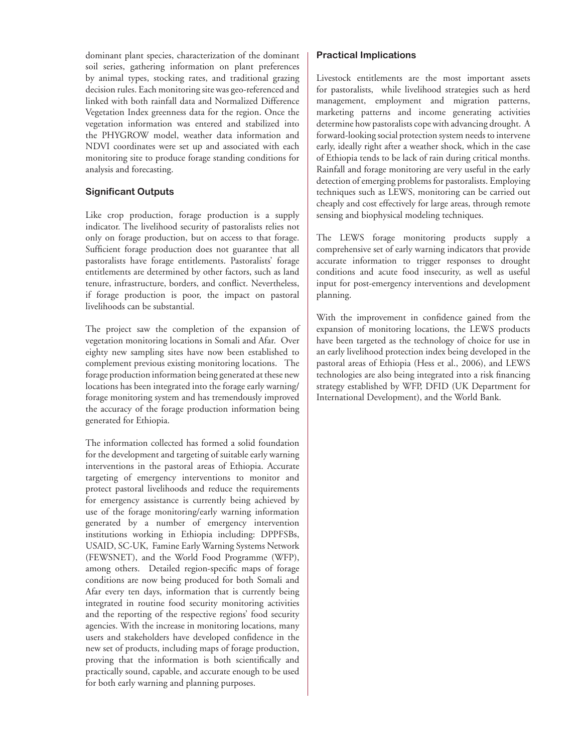dominant plant species, characterization of the dominant soil series, gathering information on plant preferences by animal types, stocking rates, and traditional grazing decision rules. Each monitoring site was geo-referenced and linked with both rainfall data and Normalized Difference Vegetation Index greenness data for the region. Once the vegetation information was entered and stabilized into the PHYGROW model, weather data information and NDVI coordinates were set up and associated with each monitoring site to produce forage standing conditions for analysis and forecasting.

### Significant Outputs

Like crop production, forage production is a supply indicator. The livelihood security of pastoralists relies not only on forage production, but on access to that forage. Sufficient forage production does not guarantee that all pastoralists have forage entitlements. Pastoralists' forage entitlements are determined by other factors, such as land tenure, infrastructure, borders, and conflict. Nevertheless, if forage production is poor, the impact on pastoral livelihoods can be substantial.

The project saw the completion of the expansion of vegetation monitoring locations in Somali and Afar. Over eighty new sampling sites have now been established to complement previous existing monitoring locations. The forage production information being generated at these new locations has been integrated into the forage early warning/ forage monitoring system and has tremendously improved the accuracy of the forage production information being generated for Ethiopia.

The information collected has formed a solid foundation for the development and targeting of suitable early warning interventions in the pastoral areas of Ethiopia. Accurate targeting of emergency interventions to monitor and protect pastoral livelihoods and reduce the requirements for emergency assistance is currently being achieved by use of the forage monitoring/early warning information generated by a number of emergency intervention institutions working in Ethiopia including: DPPFSBs, USAID, SC-UK, Famine Early Warning Systems Network (FEWSNET), and the World Food Programme (WFP), among others. Detailed region-specific maps of forage conditions are now being produced for both Somali and Afar every ten days, information that is currently being integrated in routine food security monitoring activities and the reporting of the respective regions' food security agencies. With the increase in monitoring locations, many users and stakeholders have developed confidence in the new set of products, including maps of forage production, proving that the information is both scientifically and practically sound, capable, and accurate enough to be used for both early warning and planning purposes.

### Practical Implications

Livestock entitlements are the most important assets for pastoralists, while livelihood strategies such as herd management, employment and migration patterns, marketing patterns and income generating activities determine how pastoralists cope with advancing drought. A forward-looking social protection system needs to intervene early, ideally right after a weather shock, which in the case of Ethiopia tends to be lack of rain during critical months. Rainfall and forage monitoring are very useful in the early detection of emerging problems for pastoralists. Employing techniques such as LEWS, monitoring can be carried out cheaply and cost effectively for large areas, through remote sensing and biophysical modeling techniques.

The LEWS forage monitoring products supply a comprehensive set of early warning indicators that provide accurate information to trigger responses to drought conditions and acute food insecurity, as well as useful input for post-emergency interventions and development planning.

With the improvement in confidence gained from the expansion of monitoring locations, the LEWS products have been targeted as the technology of choice for use in an early livelihood protection index being developed in the pastoral areas of Ethiopia (Hess et al., 2006), and LEWS technologies are also being integrated into a risk financing strategy established by WFP, DFID (UK Department for International Development), and the World Bank.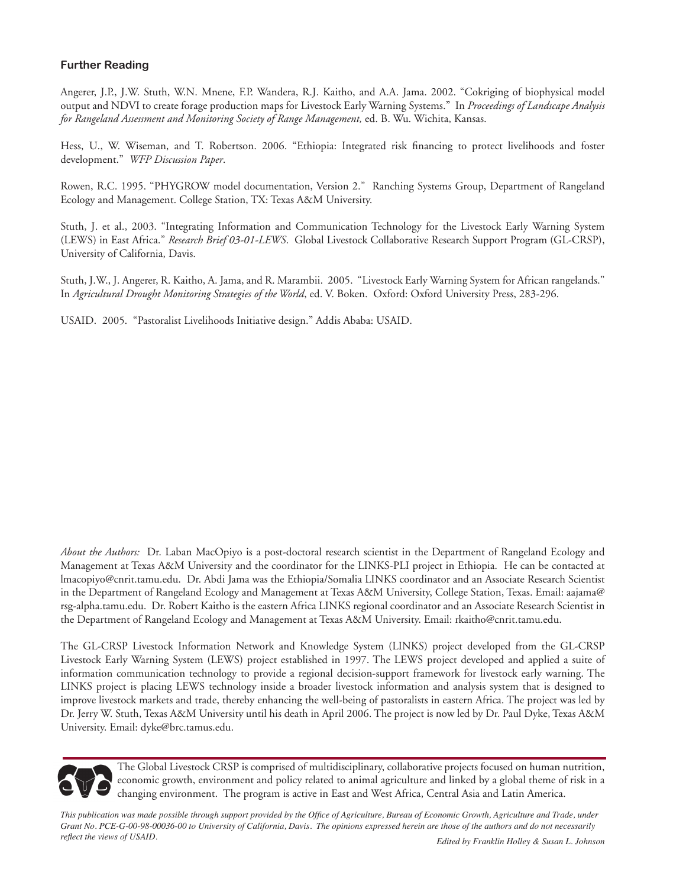### Further Reading

Angerer, J.P., J.W. Stuth, W.N. Mnene, F.P. Wandera, R.J. Kaitho, and A.A. Jama. 2002. "Cokriging of biophysical model output and NDVI to create forage production maps for Livestock Early Warning Systems." In *Proceedings of Landscape Analysis for Rangeland Assessment and Monitoring Society of Range Management,* ed. B. Wu. Wichita, Kansas.

Hess, U., W. Wiseman, and T. Robertson. 2006. "Ethiopia: Integrated risk financing to protect livelihoods and foster development." *WFP Discussion Paper*.

Rowen, R.C. 1995. "PHYGROW model documentation, Version 2." Ranching Systems Group, Department of Rangeland Ecology and Management. College Station, TX: Texas A&M University.

Stuth, J. et al., 2003. "Integrating Information and Communication Technology for the Livestock Early Warning System (LEWS) in East Africa." *Research Brief 03-01-LEWS*. Global Livestock Collaborative Research Support Program (GL-CRSP), University of California, Davis.

Stuth, J.W., J. Angerer, R. Kaitho, A. Jama, and R. Marambii. 2005. "Livestock Early Warning System for African rangelands." In *Agricultural Drought Monitoring Strategies of the World*, ed. V. Boken. Oxford: Oxford University Press, 283-296.

USAID. 2005. "Pastoralist Livelihoods Initiative design." Addis Ababa: USAID.

*About the Authors:* Dr. Laban MacOpiyo is a post-doctoral research scientist in the Department of Rangeland Ecology and Management at Texas A&M University and the coordinator for the LINKS-PLI project in Ethiopia. He can be contacted at lmacopiyo@cnrit.tamu.edu. Dr. Abdi Jama was the Ethiopia/Somalia LINKS coordinator and an Associate Research Scientist in the Department of Rangeland Ecology and Management at Texas A&M University, College Station, Texas. Email: aajama@rsg-alpha.tamu.edu. Dr. Robert Kaitho is the eastern Africa LINKS regional coordinator and an Associate Research Scientist in the Department of Rangeland Ecology and Management at Texas A&M University. Email: rkaitho@cnrit.tamu.edu.

The GL-CRSP Livestock Information Network and Knowledge System (LINKS) project developed from the GL-CRSP Livestock Early Warning System (LEWS) project established in 1997. The LEWS project developed and applied a suite of information communication technology to provide a regional decision-support framework for livestock early warning. The LINKS project is placing LEWS technology inside a broader livestock information and analysis system that is designed to improve livestock markets and trade, thereby enhancing the well-being of pastoralists in eastern Africa. The project was led by Dr. Jerry W. Stuth, Texas A&M University until his death in April 2006. The project is now led by Dr. Paul Dyke, Texas A&M University. Email: dyke@brc.tamus.edu.

The Global Livestock CRSP is comprised of multidisciplinary, collaborative projects focused on human nutrition, economic growth, environment and policy related to animal agriculture and linked by a global theme of risk in a changing environment. The program is active in East and West Africa, Central Asia and Latin America.

*This publication was made possible through support provided by the Office of Agriculture, Bureau of Economic Growth, Agriculture and Trade, under Grant No. PCE-G-00-98-00036-00 to University of California, Davis. The opinions expressed herein are those of the authors and do not necessarily reflect the views of USAID.*

*Edited by Franklin Holley & Susan L. Johnson*